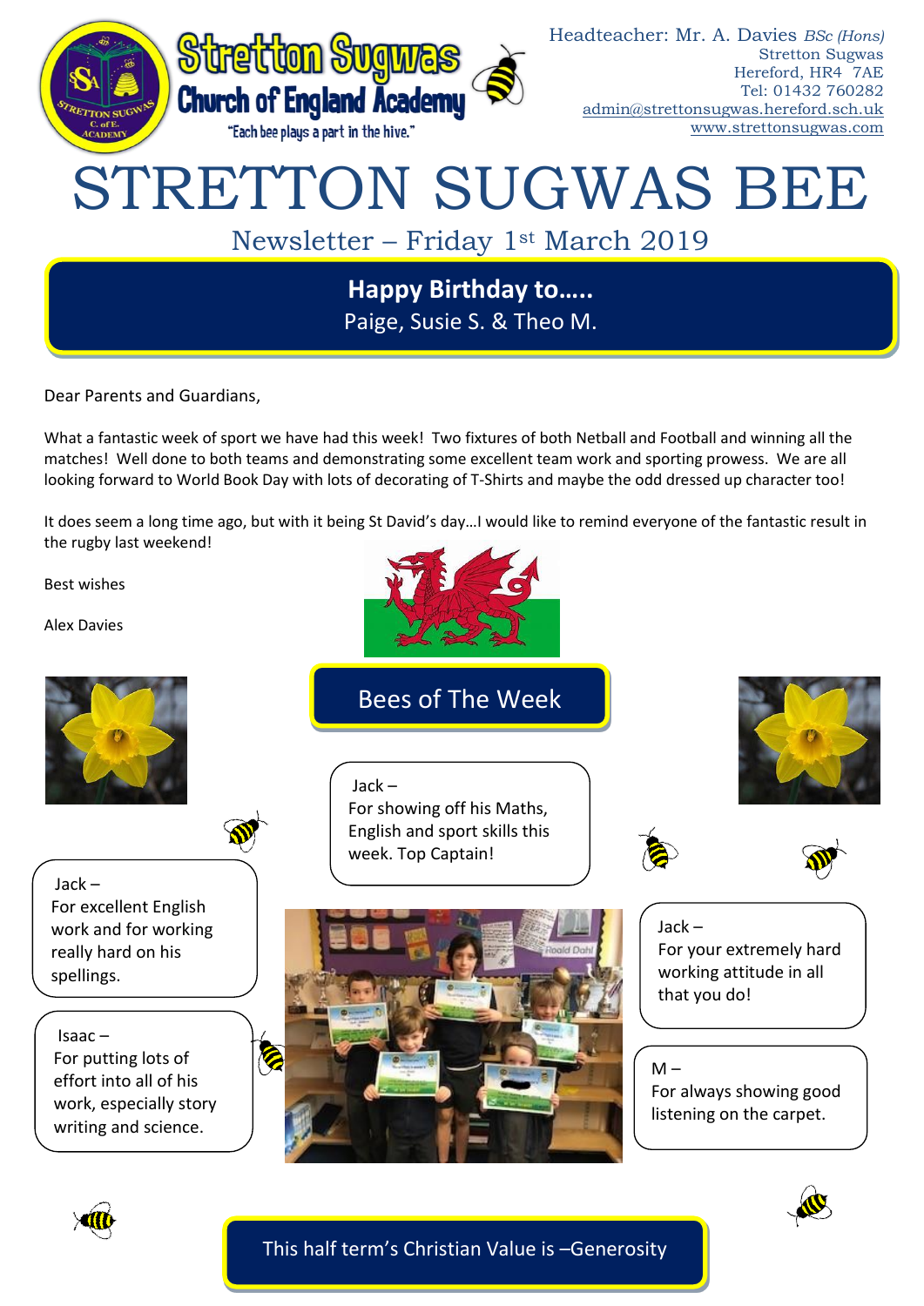Stretton Sugwas Church of England Academy

"Each bee plays a part in the hive."

Headteacher: Mr. A. Davies *BSc (Hons)*
Stretton Sugwas
Hereford, HR4 7AE
Tel: 01432 760282
admin@strettonsugwas.hereford.sch.uk
www.strettonsugwas.com

# STRETTON SUGWAS BEE

## Newsletter – Friday 1st March 2019

**Happy Birthday to…..**
Paige, Susie S. & Theo M.

Dear Parents and Guardians,

What a fantastic week of sport we have had this week! Two fixtures of both Netball and Football and winning all the matches! Well done to both teams and demonstrating some excellent team work and sporting prowess. We are all looking forward to World Book Day with lots of decorating of T-Shirts and maybe the odd dressed up character too!

It does seem a long time ago, but with it being St David's day…I would like to remind everyone of the fantastic result in the rugby last weekend!

Best wishes

Alex Davies

## Bees of The Week

Jack – For showing off his Maths, English and sport skills this week. Top Captain!

Jack – For excellent English work and for working really hard on his spellings.

Isaac – For putting lots of effort into all of his work, especially story writing and science.

Jack – For your extremely hard working attitude in all that you do!

M – For always showing good listening on the carpet.

This half term's Christian Value is –Generosity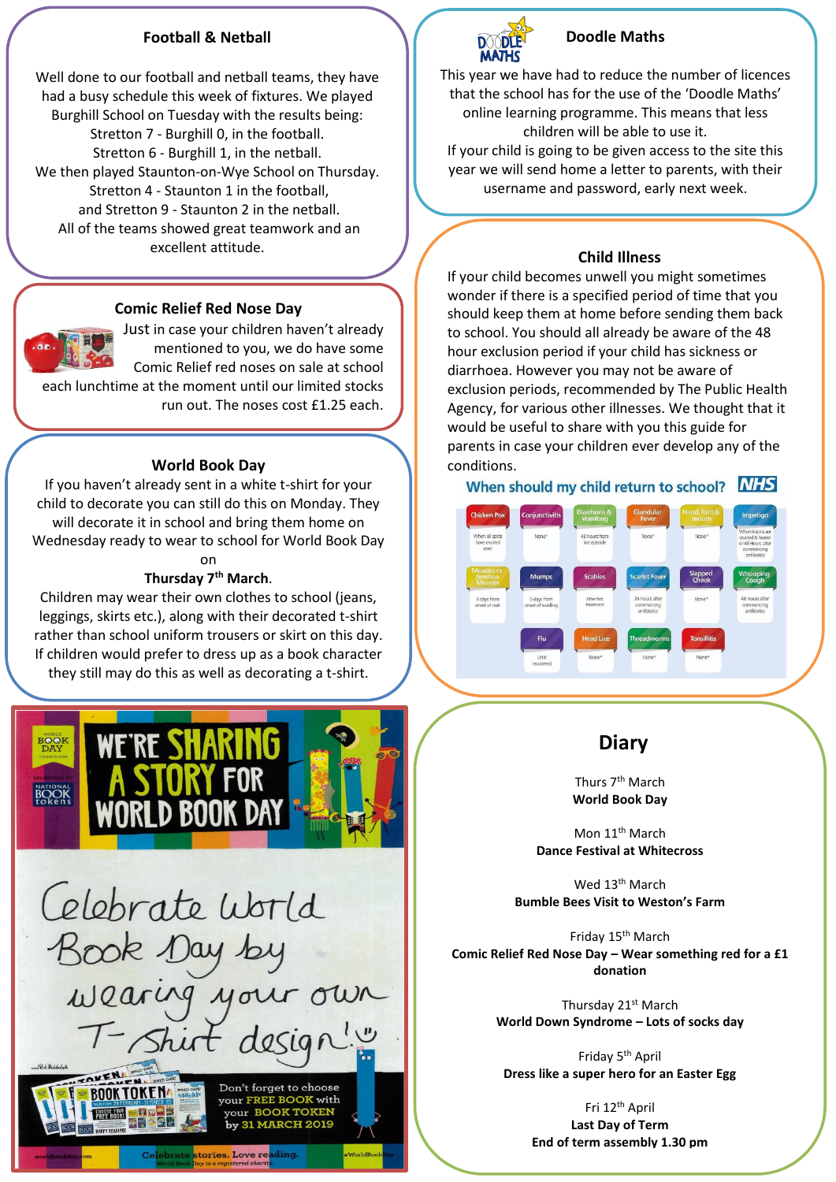## Football & Netball

Well done to our football and netball teams, they have had a busy schedule this week of fixtures. We played Burghill School on Tuesday with the results being:
Stretton 7 - Burghill 0, in the football.
Stretton 6 - Burghill 1, in the netball.
We then played Staunton-on-Wye School on Thursday.
Stretton 4 - Staunton 1 in the football,
and Stretton 9 - Staunton 2 in the netball.
All of the teams showed great teamwork and an excellent attitude.

## Doodle Maths

This year we have had to reduce the number of licences that the school has for the use of the 'Doodle Maths' online learning programme. This means that less children will be able to use it.
If your child is going to be given access to the site this year we will send home a letter to parents, with their username and password, early next week.

## Comic Relief Red Nose Day

Just in case your children haven't already mentioned to you, we do have some Comic Relief red noses on sale at school each lunchtime at the moment until our limited stocks run out. The noses cost £1.25 each.

## Child Illness

If your child becomes unwell you might sometimes wonder if there is a specified period of time that you should keep them at home before sending them back to school. You should all already be aware of the 48 hour exclusion period if your child has sickness or diarrhoea. However you may not be aware of exclusion periods, recommended by The Public Health Agency, for various other illnesses. We thought that it would be useful to share with you this guide for parents in case your children ever develop any of the conditions.

**When should my child return to school? NHS**

| Condition | Return |
|---|---|
| Chicken Pox | When all spots have crusted over |
| Conjunctivitis | None* |
| Diarrhoea & Vomiting | 48 hours from last episode |
| Glandular Fever | None* |
| Hand, foot & mouth | None* |
| Impetigo | When lesions are crusted & healed or 48 hours after commencing antibiotics |
| Measles or German Measles | 4 days from onset of rash |
| Mumps | 5 days from onset of swelling |
| Scabies | After first treatment |
| Scarlet Fever | 24 hours after commencing antibiotics |
| Slapped Cheek | None* |
| Whooping Cough | 48 hours after commencing antibiotics |
| Flu | Until recovered |
| Head Lice | None* |
| Threadworms | None* |
| Tonsillitis | None* |

## World Book Day

If you haven't already sent in a white t-shirt for your child to decorate you can still do this on Monday. They will decorate it in school and bring them home on Wednesday ready to wear to school for World Book Day on

**Thursday 7th March**.

Children may wear their own clothes to school (jeans, leggings, skirts etc.), along with their decorated t-shirt rather than school uniform trousers or skirt on this day. If children would prefer to dress up as a book character they still may do this as well as decorating a t-shirt.

WE'RE SHARING A STORY FOR WORLD BOOK DAY

Celebrate World Book Day by wearing your own T-Shirt design!

Don't forget to choose your FREE BOOK with your BOOK TOKEN by 31 MARCH 2019

Celebrate stories. Love reading.

## Diary

Thurs 7th March
**World Book Day**

Mon 11th March
**Dance Festival at Whitecross**

Wed 13th March
**Bumble Bees Visit to Weston's Farm**

Friday 15th March
**Comic Relief Red Nose Day – Wear something red for a £1 donation**

Thursday 21st March
**World Down Syndrome – Lots of socks day**

Friday 5th April
**Dress like a super hero for an Easter Egg**

Fri 12th April
**Last Day of Term**
**End of term assembly 1.30 pm**